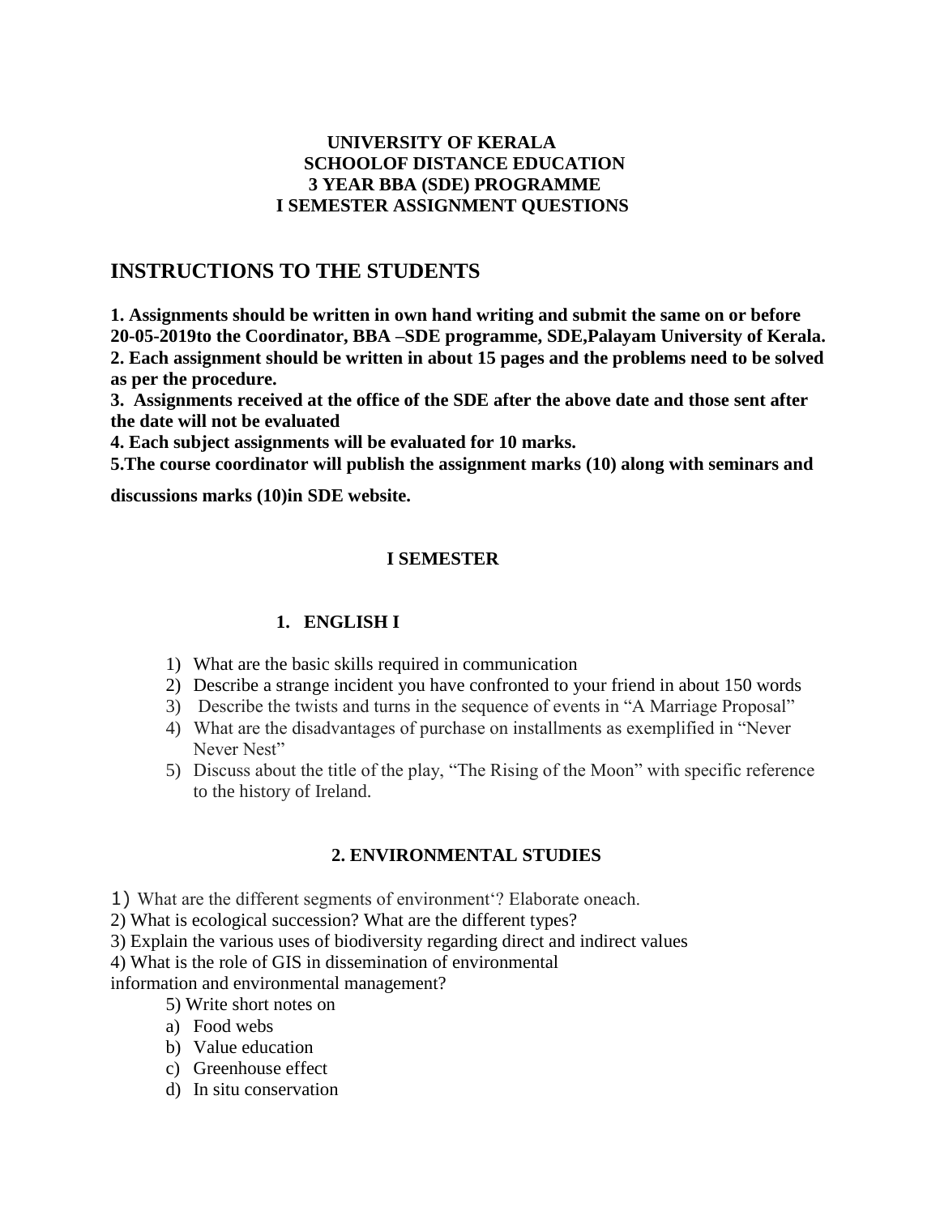**UNIVERSITY OF KERALA**
**SCHOOLOF DISTANCE EDUCATION**
**3 YEAR BBA (SDE) PROGRAMME**
**I SEMESTER ASSIGNMENT QUESTIONS**

## INSTRUCTIONS TO THE STUDENTS

**1. Assignments should be written in own hand writing and submit the same on or before 20-05-2019to the Coordinator, BBA –SDE programme, SDE,Palayam University of Kerala.**
**2. Each assignment should be written in about 15 pages and the problems need to be solved as per the procedure.**
**3. Assignments received at the office of the SDE after the above date and those sent after the date will not be evaluated**
**4. Each subject assignments will be evaluated for 10 marks.**
**5.The course coordinator will publish the assignment marks (10) along with seminars and discussions marks (10)in SDE website.**

### I SEMESTER

### 1. ENGLISH I

1) What are the basic skills required in communication
2) Describe a strange incident you have confronted to your friend in about 150 words
3) Describe the twists and turns in the sequence of events in "A Marriage Proposal"
4) What are the disadvantages of purchase on installments as exemplified in "Never Never Nest"
5) Discuss about the title of the play, "The Rising of the Moon" with specific reference to the history of Ireland.

### 2. ENVIRONMENTAL STUDIES

1) What are the different segments of environment'? Elaborate oneach.
2) What is ecological succession? What are the different types?
3) Explain the various uses of biodiversity regarding direct and indirect values
4) What is the role of GIS in dissemination of environmental information and environmental management?
5) Write short notes on
   a) Food webs
   b) Value education
   c) Greenhouse effect
   d) In situ conservation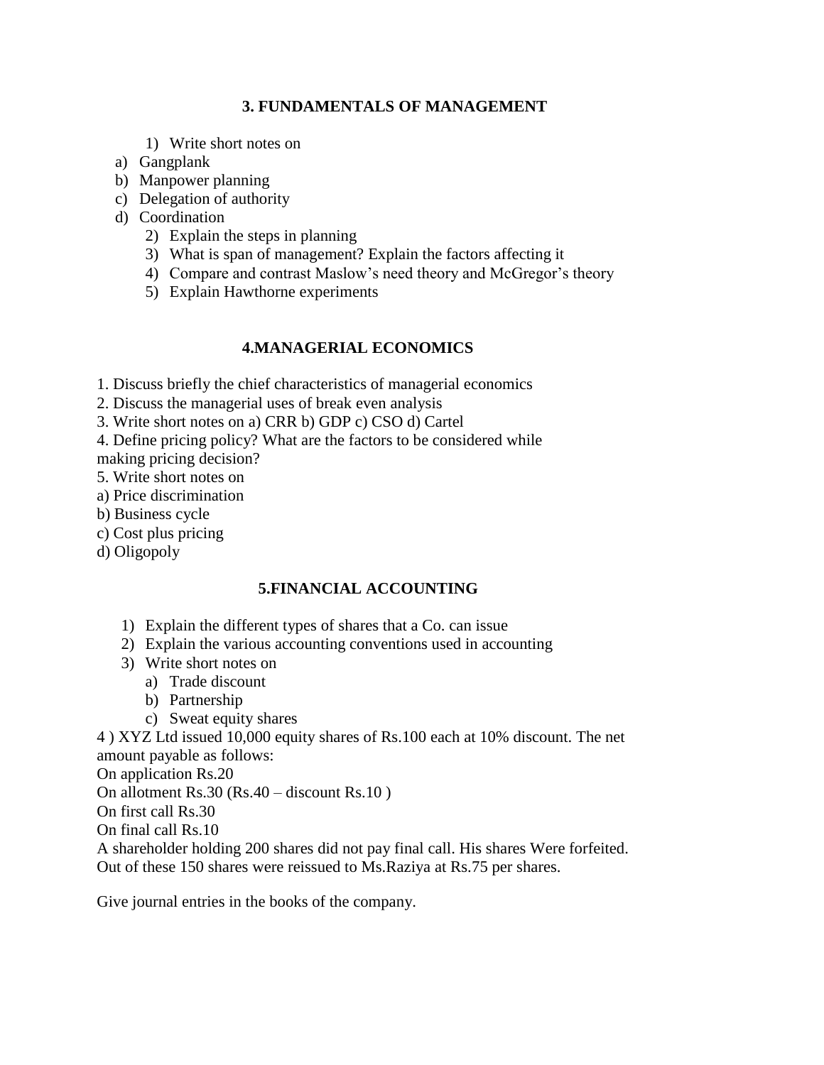## 3. FUNDAMENTALS OF MANAGEMENT

1) Write short notes on
   a) Gangplank
   b) Manpower planning
   c) Delegation of authority
   d) Coordination
2) Explain the steps in planning
3) What is span of management? Explain the factors affecting it
4) Compare and contrast Maslow's need theory and McGregor's theory
5) Explain Hawthorne experiments

## 4.MANAGERIAL ECONOMICS

1. Discuss briefly the chief characteristics of managerial economics
2. Discuss the managerial uses of break even analysis
3. Write short notes on a) CRR b) GDP c) CSO d) Cartel
4. Define pricing policy? What are the factors to be considered while making pricing decision?
5. Write short notes on
   a) Price discrimination
   b) Business cycle
   c) Cost plus pricing
   d) Oligopoly

## 5.FINANCIAL ACCOUNTING

1) Explain the different types of shares that a Co. can issue
2) Explain the various accounting conventions used in accounting
3) Write short notes on
   a) Trade discount
   b) Partnership
   c) Sweat equity shares

4 ) XYZ Ltd issued 10,000 equity shares of Rs.100 each at 10% discount. The net amount payable as follows:

On application Rs.20

On allotment Rs.30 (Rs.40 – discount Rs.10 )

On first call Rs.30

On final call Rs.10

A shareholder holding 200 shares did not pay final call. His shares Were forfeited. Out of these 150 shares were reissued to Ms.Raziya at Rs.75 per shares.

Give journal entries in the books of the company.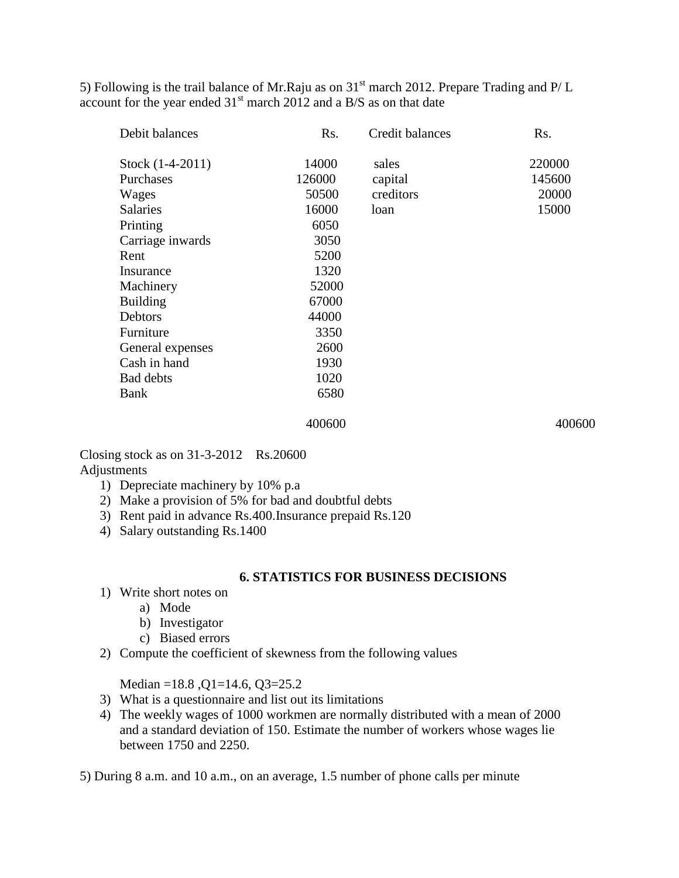5) Following is the trail balance of Mr.Raju as on 31st march 2012. Prepare Trading and P/ L account for the year ended 31st march 2012 and a B/S as on that date

| Debit balances | Rs. | Credit balances | Rs. |
|---|---|---|---|
| Stock (1-4-2011) | 14000 | sales | 220000 |
| Purchases | 126000 | capital | 145600 |
| Wages | 50500 | creditors | 20000 |
| Salaries | 16000 | loan | 15000 |
| Printing | 6050 | | |
| Carriage inwards | 3050 | | |
| Rent | 5200 | | |
| Insurance | 1320 | | |
| Machinery | 52000 | | |
| Building | 67000 | | |
| Debtors | 44000 | | |
| Furniture | 3350 | | |
| General expenses | 2600 | | |
| Cash in hand | 1930 | | |
| Bad debts | 1020 | | |
| Bank | 6580 | | |
| | 400600 | | 400600 |

Closing stock as on 31-3-2012 Rs.20600

Adjustments

1) Depreciate machinery by 10% p.a
2) Make a provision of 5% for bad and doubtful debts
3) Rent paid in advance Rs.400.Insurance prepaid Rs.120
4) Salary outstanding Rs.1400

## 6. STATISTICS FOR BUSINESS DECISIONS

1) Write short notes on
   a) Mode
   b) Investigator
   c) Biased errors
2) Compute the coefficient of skewness from the following values

   Median =18.8 ,Q1=14.6, Q3=25.2
3) What is a questionnaire and list out its limitations
4) The weekly wages of 1000 workmen are normally distributed with a mean of 2000 and a standard deviation of 150. Estimate the number of workers whose wages lie between 1750 and 2250.

5) During 8 a.m. and 10 a.m., on an average, 1.5 number of phone calls per minute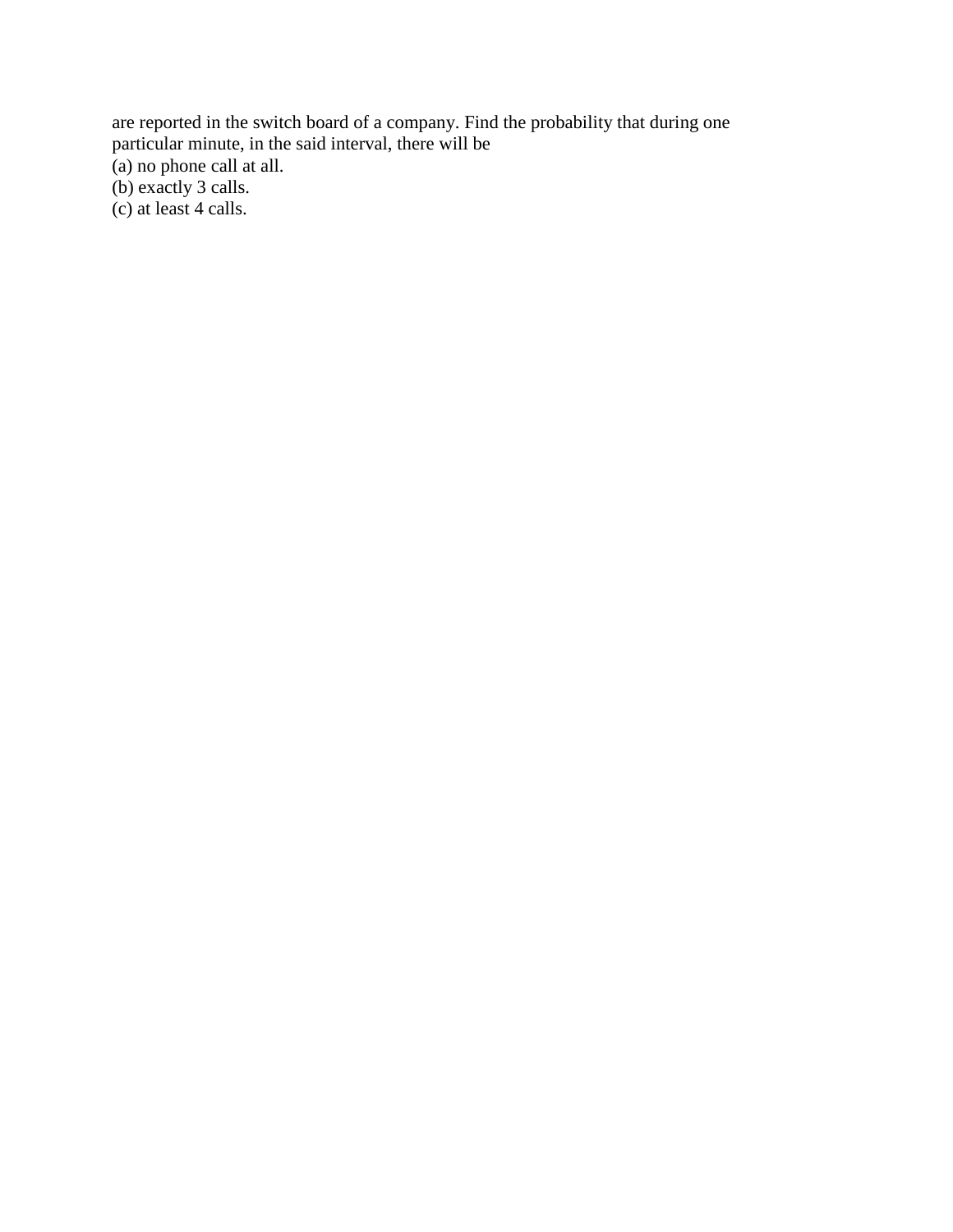are reported in the switch board of a company. Find the probability that during one particular minute, in the said interval, there will be

(a) no phone call at all.

(b) exactly 3 calls.

(c) at least 4 calls.